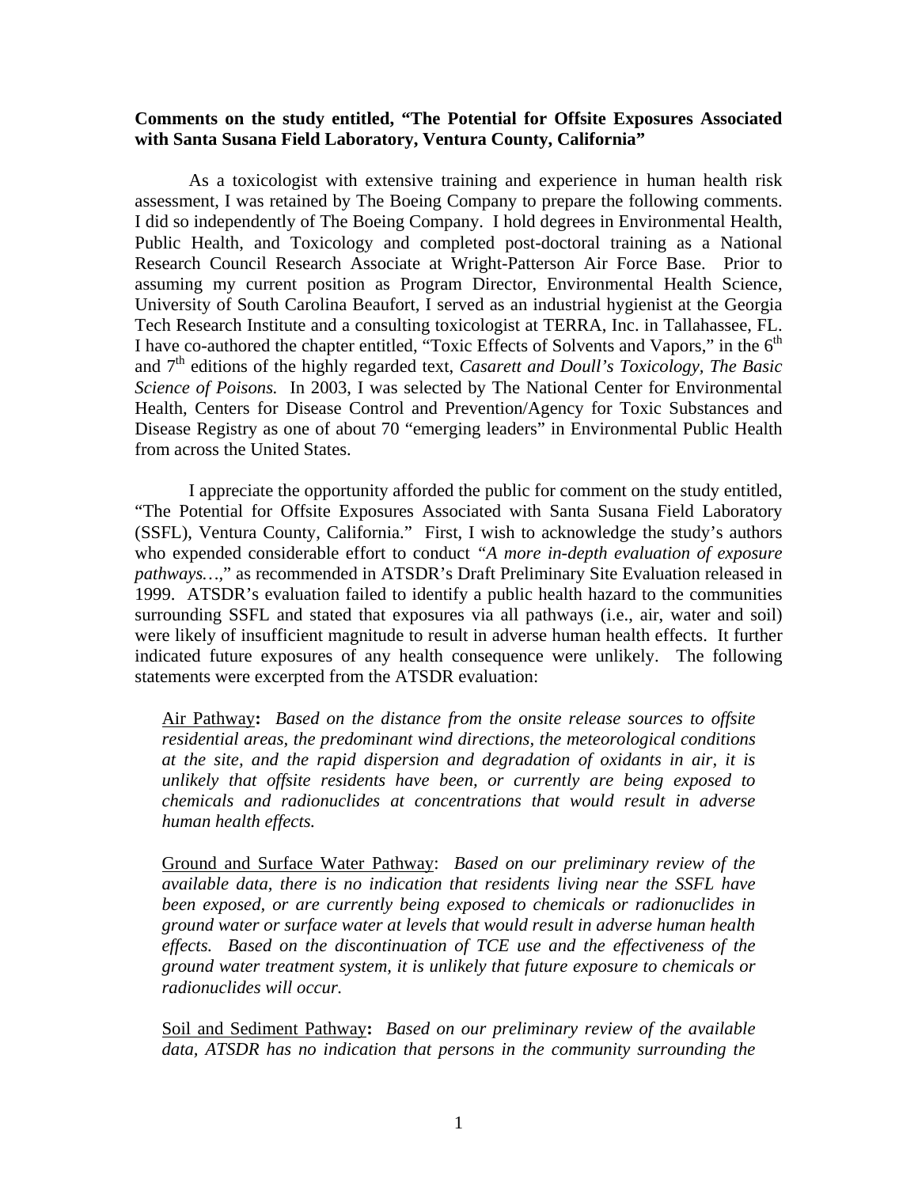**Comments on the study entitled, "The Potential for Offsite Exposures Associated with Santa Susana Field Laboratory, Ventura County, California"**

As a toxicologist with extensive training and experience in human health risk assessment, I was retained by The Boeing Company to prepare the following comments. I did so independently of The Boeing Company. I hold degrees in Environmental Health, Public Health, and Toxicology and completed post-doctoral training as a National Research Council Research Associate at Wright-Patterson Air Force Base. Prior to assuming my current position as Program Director, Environmental Health Science, University of South Carolina Beaufort, I served as an industrial hygienist at the Georgia Tech Research Institute and a consulting toxicologist at TERRA, Inc. in Tallahassee, FL. I have co-authored the chapter entitled, "Toxic Effects of Solvents and Vapors," in the 6th and 7th editions of the highly regarded text, *Casarett and Doull's Toxicology, The Basic Science of Poisons.* In 2003, I was selected by The National Center for Environmental Health, Centers for Disease Control and Prevention/Agency for Toxic Substances and Disease Registry as one of about 70 "emerging leaders" in Environmental Public Health from across the United States.

I appreciate the opportunity afforded the public for comment on the study entitled, "The Potential for Offsite Exposures Associated with Santa Susana Field Laboratory (SSFL), Ventura County, California." First, I wish to acknowledge the study's authors who expended considerable effort to conduct *"A more in-depth evaluation of exposure pathways…,"* as recommended in ATSDR's Draft Preliminary Site Evaluation released in 1999. ATSDR's evaluation failed to identify a public health hazard to the communities surrounding SSFL and stated that exposures via all pathways (i.e., air, water and soil) were likely of insufficient magnitude to result in adverse human health effects. It further indicated future exposures of any health consequence were unlikely. The following statements were excerpted from the ATSDR evaluation:

> Air Pathway**:** *Based on the distance from the onsite release sources to offsite residential areas, the predominant wind directions, the meteorological conditions at the site, and the rapid dispersion and degradation of oxidants in air, it is unlikely that offsite residents have been, or currently are being exposed to chemicals and radionuclides at concentrations that would result in adverse human health effects.*

> Ground and Surface Water Pathway: *Based on our preliminary review of the available data, there is no indication that residents living near the SSFL have been exposed, or are currently being exposed to chemicals or radionuclides in ground water or surface water at levels that would result in adverse human health effects. Based on the discontinuation of TCE use and the effectiveness of the ground water treatment system, it is unlikely that future exposure to chemicals or radionuclides will occur.*

> Soil and Sediment Pathway**:** *Based on our preliminary review of the available data, ATSDR has no indication that persons in the community surrounding the*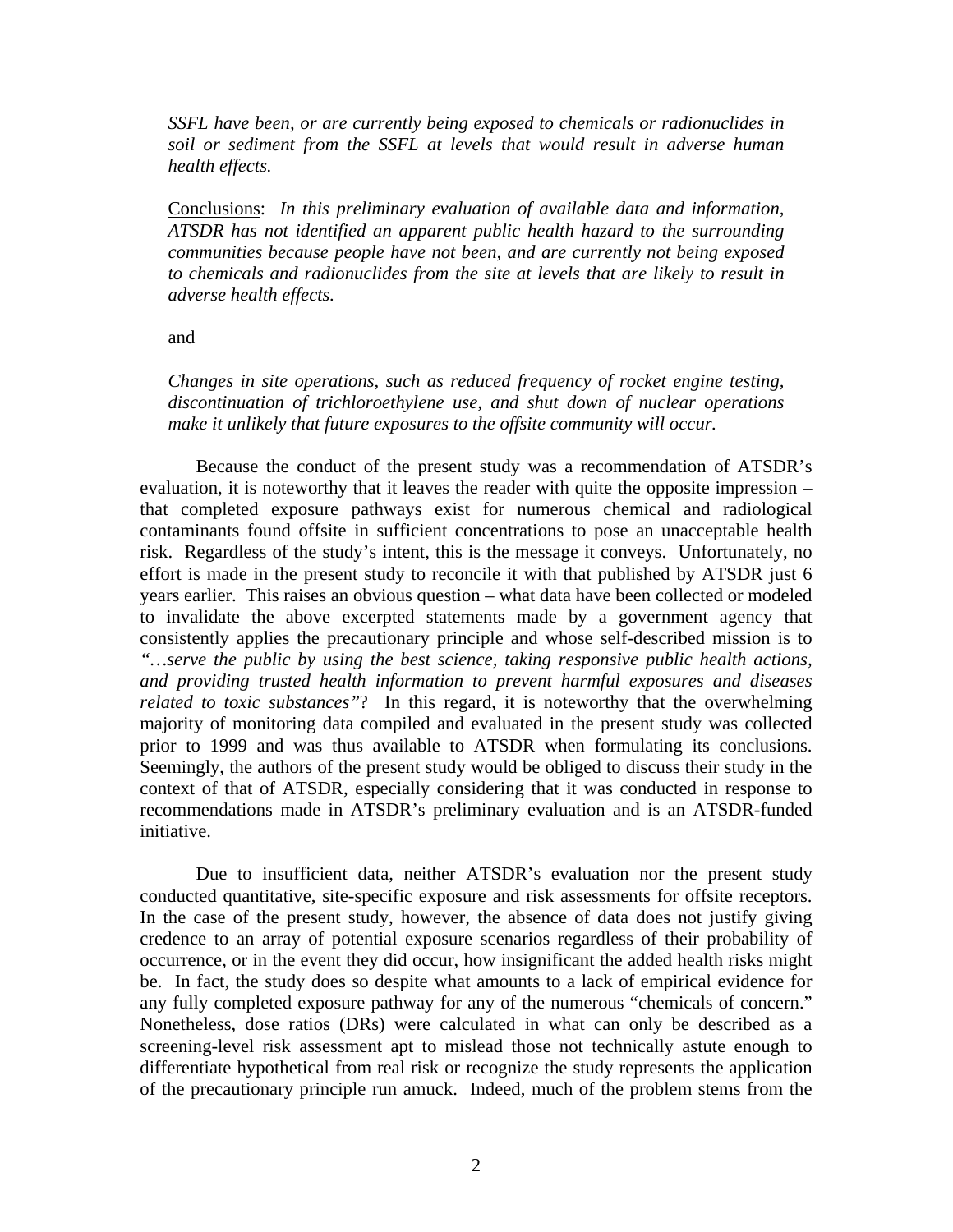*SSFL have been, or are currently being exposed to chemicals or radionuclides in soil or sediment from the SSFL at levels that would result in adverse human health effects.*

Conclusions: *In this preliminary evaluation of available data and information, ATSDR has not identified an apparent public health hazard to the surrounding communities because people have not been, and are currently not being exposed to chemicals and radionuclides from the site at levels that are likely to result in adverse health effects.*

and

*Changes in site operations, such as reduced frequency of rocket engine testing, discontinuation of trichloroethylene use, and shut down of nuclear operations make it unlikely that future exposures to the offsite community will occur.*

Because the conduct of the present study was a recommendation of ATSDR's evaluation, it is noteworthy that it leaves the reader with quite the opposite impression – that completed exposure pathways exist for numerous chemical and radiological contaminants found offsite in sufficient concentrations to pose an unacceptable health risk. Regardless of the study's intent, this is the message it conveys. Unfortunately, no effort is made in the present study to reconcile it with that published by ATSDR just 6 years earlier. This raises an obvious question – what data have been collected or modeled to invalidate the above excerpted statements made by a government agency that consistently applies the precautionary principle and whose self-described mission is to *"…serve the public by using the best science, taking responsive public health actions, and providing trusted health information to prevent harmful exposures and diseases related to toxic substances"*? In this regard, it is noteworthy that the overwhelming majority of monitoring data compiled and evaluated in the present study was collected prior to 1999 and was thus available to ATSDR when formulating its conclusions. Seemingly, the authors of the present study would be obliged to discuss their study in the context of that of ATSDR, especially considering that it was conducted in response to recommendations made in ATSDR's preliminary evaluation and is an ATSDR-funded initiative.

Due to insufficient data, neither ATSDR's evaluation nor the present study conducted quantitative, site-specific exposure and risk assessments for offsite receptors. In the case of the present study, however, the absence of data does not justify giving credence to an array of potential exposure scenarios regardless of their probability of occurrence, or in the event they did occur, how insignificant the added health risks might be. In fact, the study does so despite what amounts to a lack of empirical evidence for any fully completed exposure pathway for any of the numerous "chemicals of concern." Nonetheless, dose ratios (DRs) were calculated in what can only be described as a screening-level risk assessment apt to mislead those not technically astute enough to differentiate hypothetical from real risk or recognize the study represents the application of the precautionary principle run amuck. Indeed, much of the problem stems from the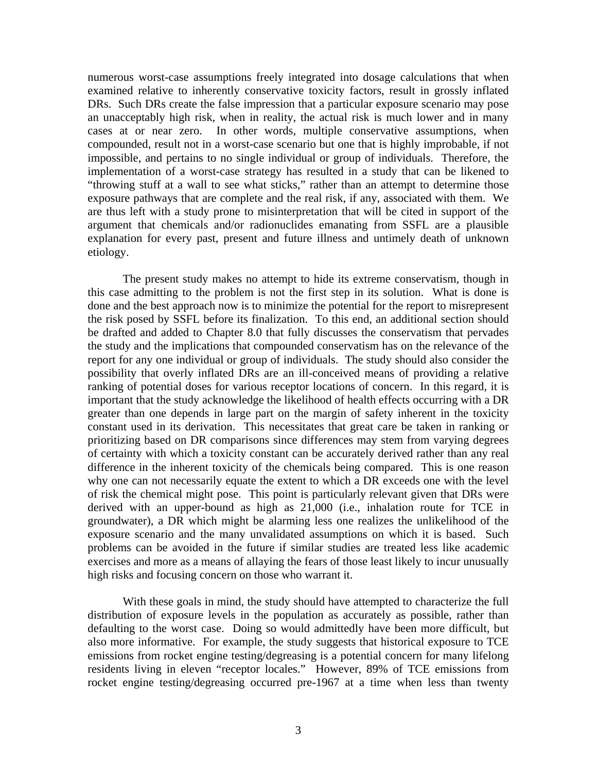numerous worst-case assumptions freely integrated into dosage calculations that when examined relative to inherently conservative toxicity factors, result in grossly inflated DRs. Such DRs create the false impression that a particular exposure scenario may pose an unacceptably high risk, when in reality, the actual risk is much lower and in many cases at or near zero. In other words, multiple conservative assumptions, when compounded, result not in a worst-case scenario but one that is highly improbable, if not impossible, and pertains to no single individual or group of individuals. Therefore, the implementation of a worst-case strategy has resulted in a study that can be likened to "throwing stuff at a wall to see what sticks," rather than an attempt to determine those exposure pathways that are complete and the real risk, if any, associated with them. We are thus left with a study prone to misinterpretation that will be cited in support of the argument that chemicals and/or radionuclides emanating from SSFL are a plausible explanation for every past, present and future illness and untimely death of unknown etiology.

The present study makes no attempt to hide its extreme conservatism, though in this case admitting to the problem is not the first step in its solution. What is done is done and the best approach now is to minimize the potential for the report to misrepresent the risk posed by SSFL before its finalization. To this end, an additional section should be drafted and added to Chapter 8.0 that fully discusses the conservatism that pervades the study and the implications that compounded conservatism has on the relevance of the report for any one individual or group of individuals. The study should also consider the possibility that overly inflated DRs are an ill-conceived means of providing a relative ranking of potential doses for various receptor locations of concern. In this regard, it is important that the study acknowledge the likelihood of health effects occurring with a DR greater than one depends in large part on the margin of safety inherent in the toxicity constant used in its derivation. This necessitates that great care be taken in ranking or prioritizing based on DR comparisons since differences may stem from varying degrees of certainty with which a toxicity constant can be accurately derived rather than any real difference in the inherent toxicity of the chemicals being compared. This is one reason why one can not necessarily equate the extent to which a DR exceeds one with the level of risk the chemical might pose. This point is particularly relevant given that DRs were derived with an upper-bound as high as 21,000 (i.e., inhalation route for TCE in groundwater), a DR which might be alarming less one realizes the unlikelihood of the exposure scenario and the many unvalidated assumptions on which it is based. Such problems can be avoided in the future if similar studies are treated less like academic exercises and more as a means of allaying the fears of those least likely to incur unusually high risks and focusing concern on those who warrant it.

With these goals in mind, the study should have attempted to characterize the full distribution of exposure levels in the population as accurately as possible, rather than defaulting to the worst case. Doing so would admittedly have been more difficult, but also more informative. For example, the study suggests that historical exposure to TCE emissions from rocket engine testing/degreasing is a potential concern for many lifelong residents living in eleven "receptor locales." However, 89% of TCE emissions from rocket engine testing/degreasing occurred pre-1967 at a time when less than twenty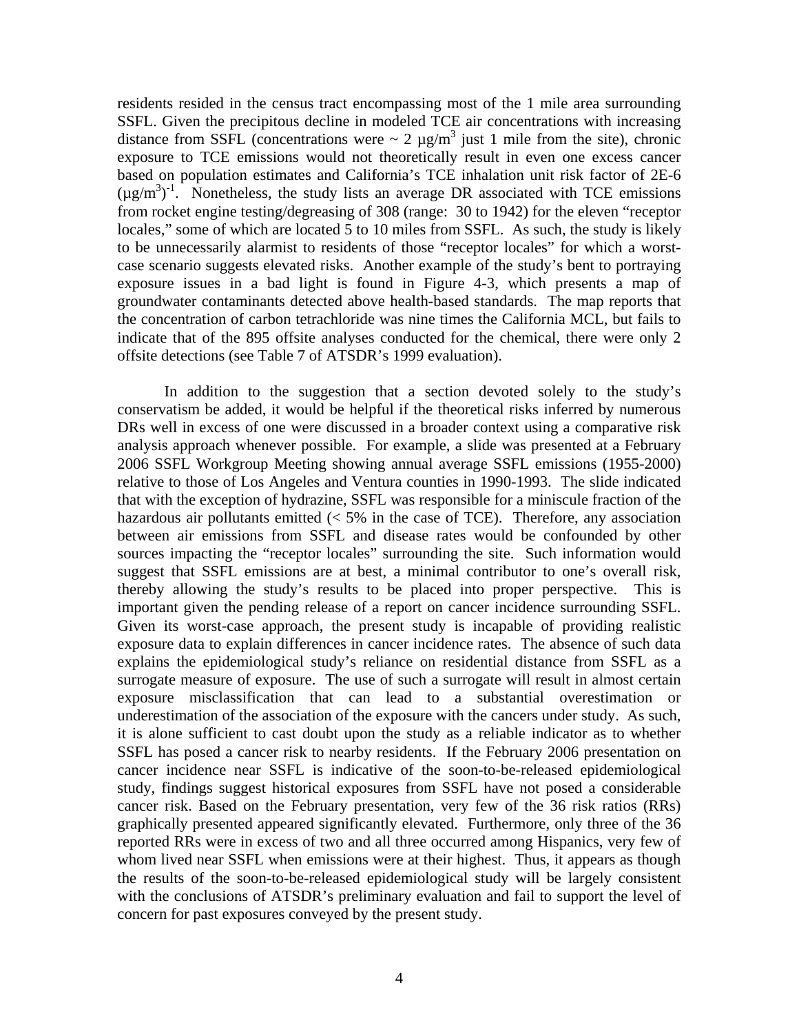residents resided in the census tract encompassing most of the 1 mile area surrounding SSFL. Given the precipitous decline in modeled TCE air concentrations with increasing distance from SSFL (concentrations were ~ 2 $\mu g/m^3$ just 1 mile from the site), chronic exposure to TCE emissions would not theoretically result in even one excess cancer based on population estimates and California's TCE inhalation unit risk factor of 2E-6 $(\mu g/m^3)^{-1}$. Nonetheless, the study lists an average DR associated with TCE emissions from rocket engine testing/degreasing of 308 (range: 30 to 1942) for the eleven "receptor locales," some of which are located 5 to 10 miles from SSFL. As such, the study is likely to be unnecessarily alarmist to residents of those "receptor locales" for which a worst-case scenario suggests elevated risks. Another example of the study's bent to portraying exposure issues in a bad light is found in Figure 4-3, which presents a map of groundwater contaminants detected above health-based standards. The map reports that the concentration of carbon tetrachloride was nine times the California MCL, but fails to indicate that of the 895 offsite analyses conducted for the chemical, there were only 2 offsite detections (see Table 7 of ATSDR's 1999 evaluation).

In addition to the suggestion that a section devoted solely to the study's conservatism be added, it would be helpful if the theoretical risks inferred by numerous DRs well in excess of one were discussed in a broader context using a comparative risk analysis approach whenever possible. For example, a slide was presented at a February 2006 SSFL Workgroup Meeting showing annual average SSFL emissions (1955-2000) relative to those of Los Angeles and Ventura counties in 1990-1993. The slide indicated that with the exception of hydrazine, SSFL was responsible for a miniscule fraction of the hazardous air pollutants emitted (< 5% in the case of TCE). Therefore, any association between air emissions from SSFL and disease rates would be confounded by other sources impacting the "receptor locales" surrounding the site. Such information would suggest that SSFL emissions are at best, a minimal contributor to one's overall risk, thereby allowing the study's results to be placed into proper perspective. This is important given the pending release of a report on cancer incidence surrounding SSFL. Given its worst-case approach, the present study is incapable of providing realistic exposure data to explain differences in cancer incidence rates. The absence of such data explains the epidemiological study's reliance on residential distance from SSFL as a surrogate measure of exposure. The use of such a surrogate will result in almost certain exposure misclassification that can lead to a substantial overestimation or underestimation of the association of the exposure with the cancers under study. As such, it is alone sufficient to cast doubt upon the study as a reliable indicator as to whether SSFL has posed a cancer risk to nearby residents. If the February 2006 presentation on cancer incidence near SSFL is indicative of the soon-to-be-released epidemiological study, findings suggest historical exposures from SSFL have not posed a considerable cancer risk. Based on the February presentation, very few of the 36 risk ratios (RRs) graphically presented appeared significantly elevated. Furthermore, only three of the 36 reported RRs were in excess of two and all three occurred among Hispanics, very few of whom lived near SSFL when emissions were at their highest. Thus, it appears as though the results of the soon-to-be-released epidemiological study will be largely consistent with the conclusions of ATSDR's preliminary evaluation and fail to support the level of concern for past exposures conveyed by the present study.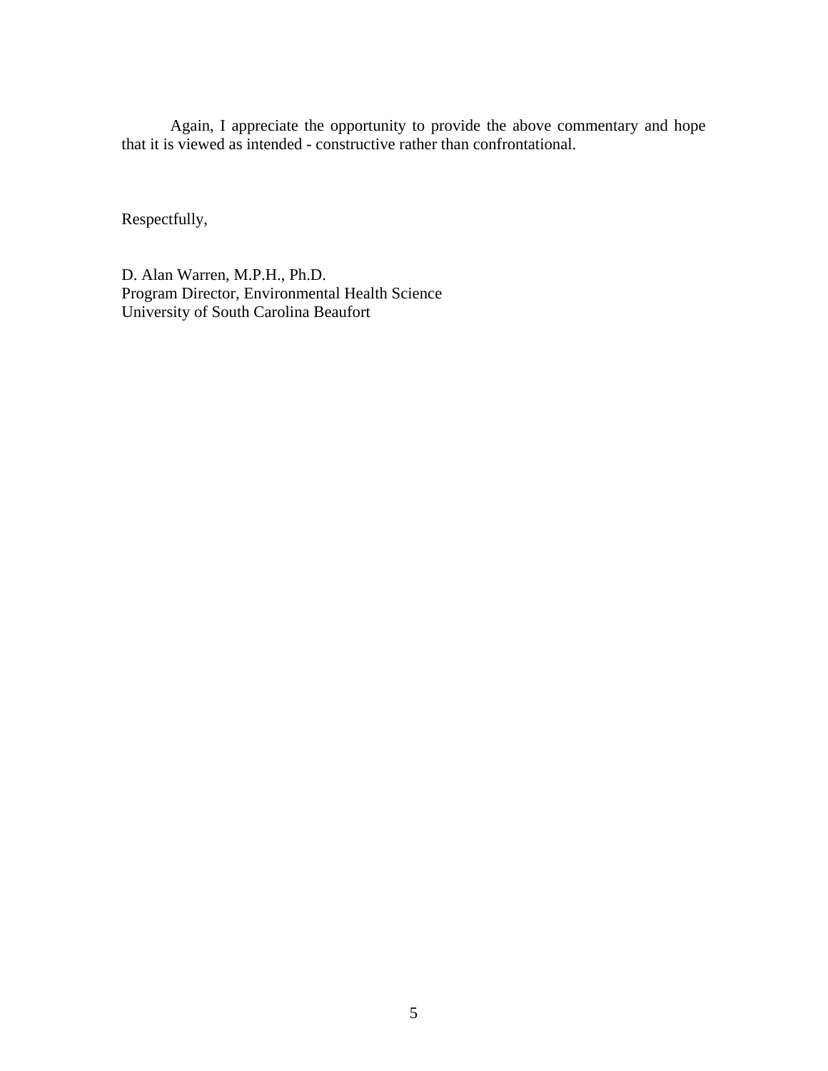Again, I appreciate the opportunity to provide the above commentary and hope that it is viewed as intended - constructive rather than confrontational.

Respectfully,

D. Alan Warren, M.P.H., Ph.D.  
Program Director, Environmental Health Science  
University of South Carolina Beaufort